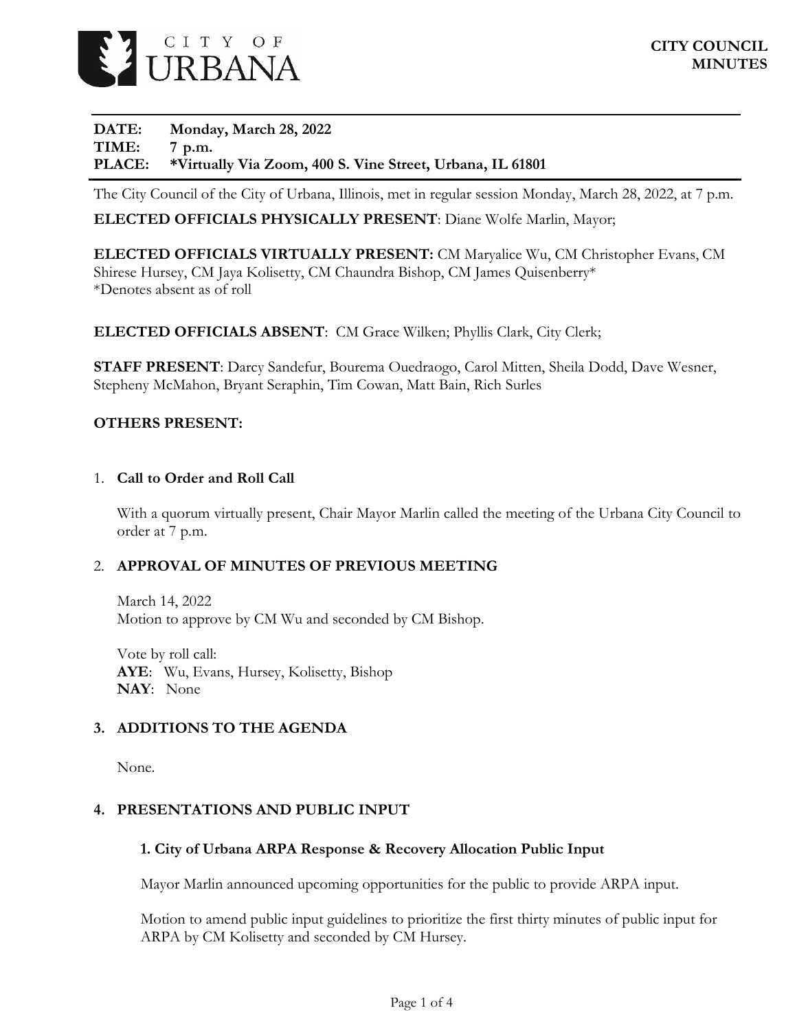CITY OF URBANA

**CITY COUNCIL MINUTES**

**DATE:** **Monday, March 28, 2022**
**TIME:** **7 p.m.**
**PLACE:** **\*Virtually Via Zoom, 400 S. Vine Street, Urbana, IL 61801**

The City Council of the City of Urbana, Illinois, met in regular session Monday, March 28, 2022, at 7 p.m.

**ELECTED OFFICIALS PHYSICALLY PRESENT**: Diane Wolfe Marlin, Mayor;

**ELECTED OFFICIALS VIRTUALLY PRESENT:** CM Maryalice Wu, CM Christopher Evans, CM Shirese Hursey, CM Jaya Kolisetty, CM Chaundra Bishop, CM James Quisenberry*
*Denotes absent as of roll

**ELECTED OFFICIALS ABSENT**: CM Grace Wilken; Phyllis Clark, City Clerk;

**STAFF PRESENT**: Darcy Sandefur, Bourema Ouedraogo, Carol Mitten, Sheila Dodd, Dave Wesner, Stepheny McMahon, Bryant Seraphin, Tim Cowan, Matt Bain, Rich Surles

**OTHERS PRESENT:**

1. **Call to Order and Roll Call**

   With a quorum virtually present, Chair Mayor Marlin called the meeting of the Urbana City Council to order at 7 p.m.

2. **APPROVAL OF MINUTES OF PREVIOUS MEETING**

   March 14, 2022
   Motion to approve by CM Wu and seconded by CM Bishop.

   Vote by roll call:
   **AYE**: Wu, Evans, Hursey, Kolisetty, Bishop
   **NAY**: None

3. **ADDITIONS TO THE AGENDA**

   None.

4. **PRESENTATIONS AND PUBLIC INPUT**

   **1. City of Urbana ARPA Response & Recovery Allocation Public Input**

   Mayor Marlin announced upcoming opportunities for the public to provide ARPA input.

   Motion to amend public input guidelines to prioritize the first thirty minutes of public input for ARPA by CM Kolisetty and seconded by CM Hursey.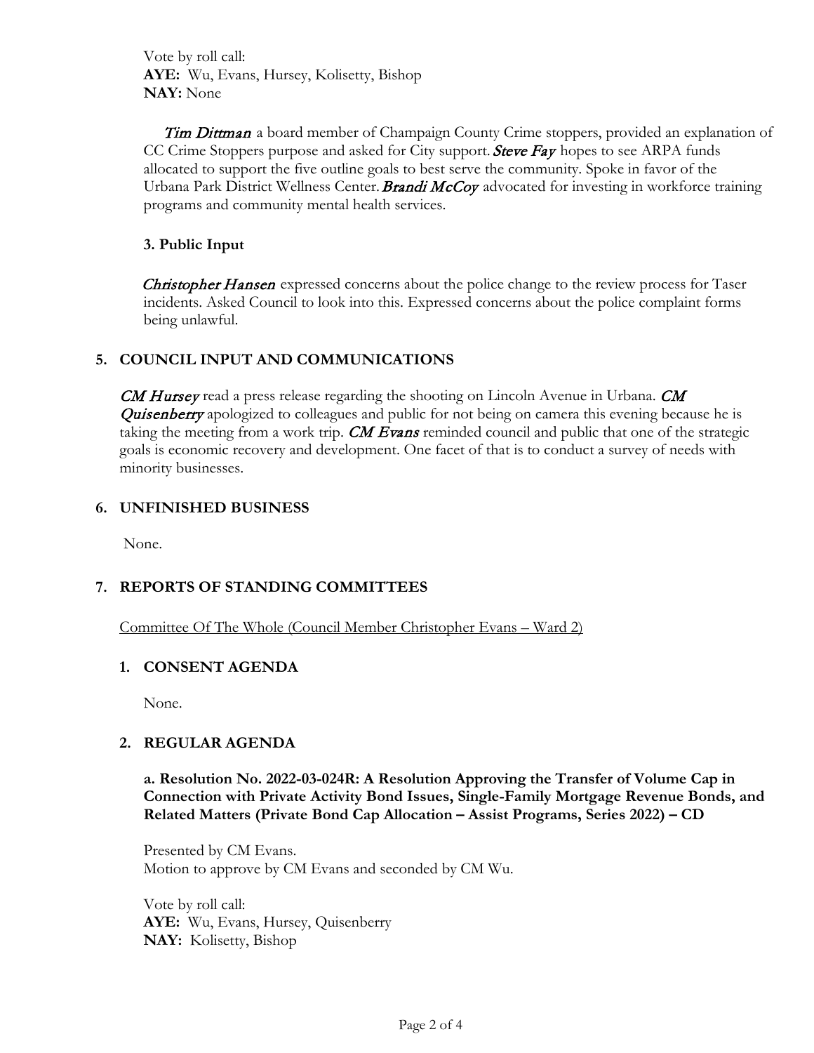Vote by roll call:
**AYE:** Wu, Evans, Hursey, Kolisetty, Bishop
**NAY:** None

*Tim Dittman* a board member of Champaign County Crime stoppers, provided an explanation of CC Crime Stoppers purpose and asked for City support. *Steve Fay* hopes to see ARPA funds allocated to support the five outline goals to best serve the community. Spoke in favor of the Urbana Park District Wellness Center. *Brandi McCoy* advocated for investing in workforce training programs and community mental health services.

### 3. Public Input

*Christopher Hansen* expressed concerns about the police change to the review process for Taser incidents. Asked Council to look into this. Expressed concerns about the police complaint forms being unlawful.

## 5. COUNCIL INPUT AND COMMUNICATIONS

*CM Hursey* read a press release regarding the shooting on Lincoln Avenue in Urbana. *CM Quisenberry* apologized to colleagues and public for not being on camera this evening because he is taking the meeting from a work trip. *CM Evans* reminded council and public that one of the strategic goals is economic recovery and development. One facet of that is to conduct a survey of needs with minority businesses.

## 6. UNFINISHED BUSINESS

None.

## 7. REPORTS OF STANDING COMMITTEES

Committee Of The Whole (Council Member Christopher Evans – Ward 2)

### 1. CONSENT AGENDA

None.

### 2. REGULAR AGENDA

**a. Resolution No. 2022-03-024R: A Resolution Approving the Transfer of Volume Cap in Connection with Private Activity Bond Issues, Single-Family Mortgage Revenue Bonds, and Related Matters (Private Bond Cap Allocation – Assist Programs, Series 2022) – CD**

Presented by CM Evans.
Motion to approve by CM Evans and seconded by CM Wu.

Vote by roll call:
**AYE:** Wu, Evans, Hursey, Quisenberry
**NAY:** Kolisetty, Bishop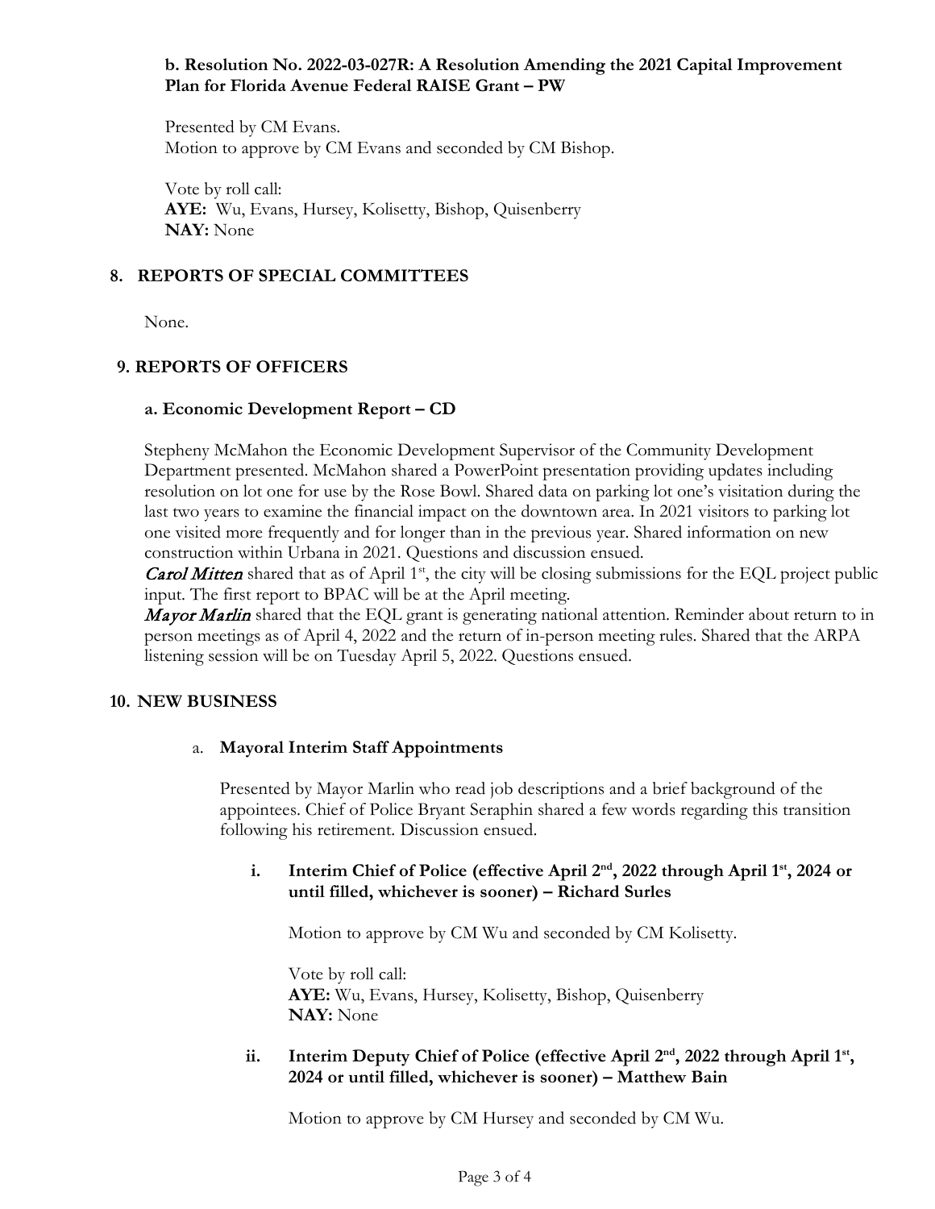**b. Resolution No. 2022-03-027R: A Resolution Amending the 2021 Capital Improvement Plan for Florida Avenue Federal RAISE Grant – PW**

Presented by CM Evans.
Motion to approve by CM Evans and seconded by CM Bishop.

Vote by roll call:
**AYE:** Wu, Evans, Hursey, Kolisetty, Bishop, Quisenberry
**NAY:** None

## 8. REPORTS OF SPECIAL COMMITTEES

None.

## 9. REPORTS OF OFFICERS

**a. Economic Development Report – CD**

Stepheny McMahon the Economic Development Supervisor of the Community Development Department presented. McMahon shared a PowerPoint presentation providing updates including resolution on lot one for use by the Rose Bowl. Shared data on parking lot one's visitation during the last two years to examine the financial impact on the downtown area. In 2021 visitors to parking lot one visited more frequently and for longer than in the previous year. Shared information on new construction within Urbana in 2021. Questions and discussion ensued.

*Carol Mitten* shared that as of April 1st, the city will be closing submissions for the EQL project public input. The first report to BPAC will be at the April meeting.

*Mayor Marlin* shared that the EQL grant is generating national attention. Reminder about return to in person meetings as of April 4, 2022 and the return of in-person meeting rules. Shared that the ARPA listening session will be on Tuesday April 5, 2022. Questions ensued.

## 10. NEW BUSINESS

a. **Mayoral Interim Staff Appointments**

Presented by Mayor Marlin who read job descriptions and a brief background of the appointees. Chief of Police Bryant Seraphin shared a few words regarding this transition following his retirement. Discussion ensued.

**i. Interim Chief of Police (effective April 2nd, 2022 through April 1st, 2024 or until filled, whichever is sooner) – Richard Surles**

Motion to approve by CM Wu and seconded by CM Kolisetty.

Vote by roll call:
**AYE:** Wu, Evans, Hursey, Kolisetty, Bishop, Quisenberry
**NAY:** None

**ii. Interim Deputy Chief of Police (effective April 2nd, 2022 through April 1st, 2024 or until filled, whichever is sooner) – Matthew Bain**

Motion to approve by CM Hursey and seconded by CM Wu.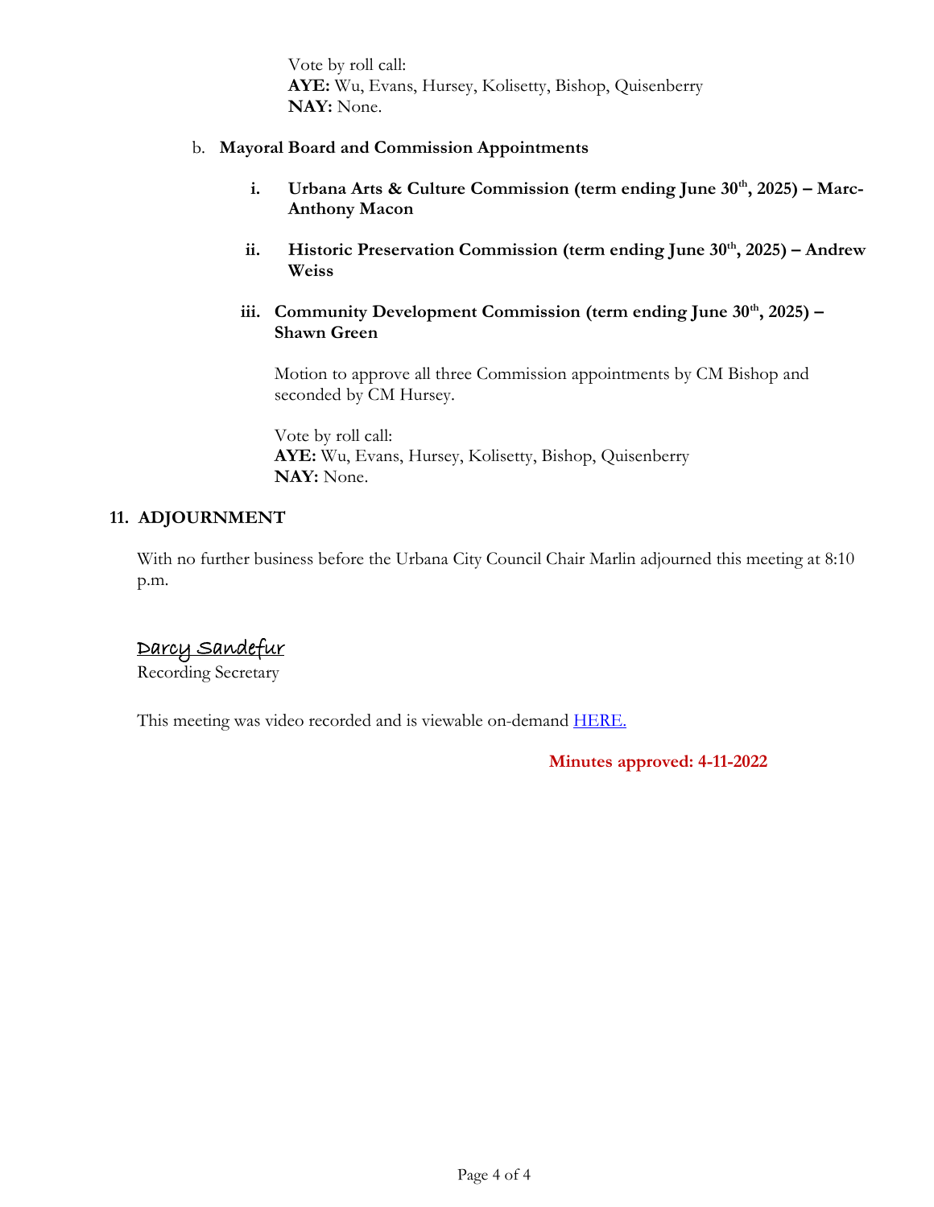Vote by roll call:
**AYE:** Wu, Evans, Hursey, Kolisetty, Bishop, Quisenberry
**NAY:** None.

b. **Mayoral Board and Commission Appointments**

i. **Urbana Arts & Culture Commission (term ending June 30th, 2025) – Marc-Anthony Macon**

ii. **Historic Preservation Commission (term ending June 30th, 2025) – Andrew Weiss**

iii. **Community Development Commission (term ending June 30th, 2025) – Shawn Green**

Motion to approve all three Commission appointments by CM Bishop and seconded by CM Hursey.

Vote by roll call:
**AYE:** Wu, Evans, Hursey, Kolisetty, Bishop, Quisenberry
**NAY:** None.

## 11. ADJOURNMENT

With no further business before the Urbana City Council Chair Marlin adjourned this meeting at 8:10 p.m.

Darcy Sandefur
Recording Secretary

This meeting was video recorded and is viewable on-demand HERE.

**Minutes approved: 4-11-2022**